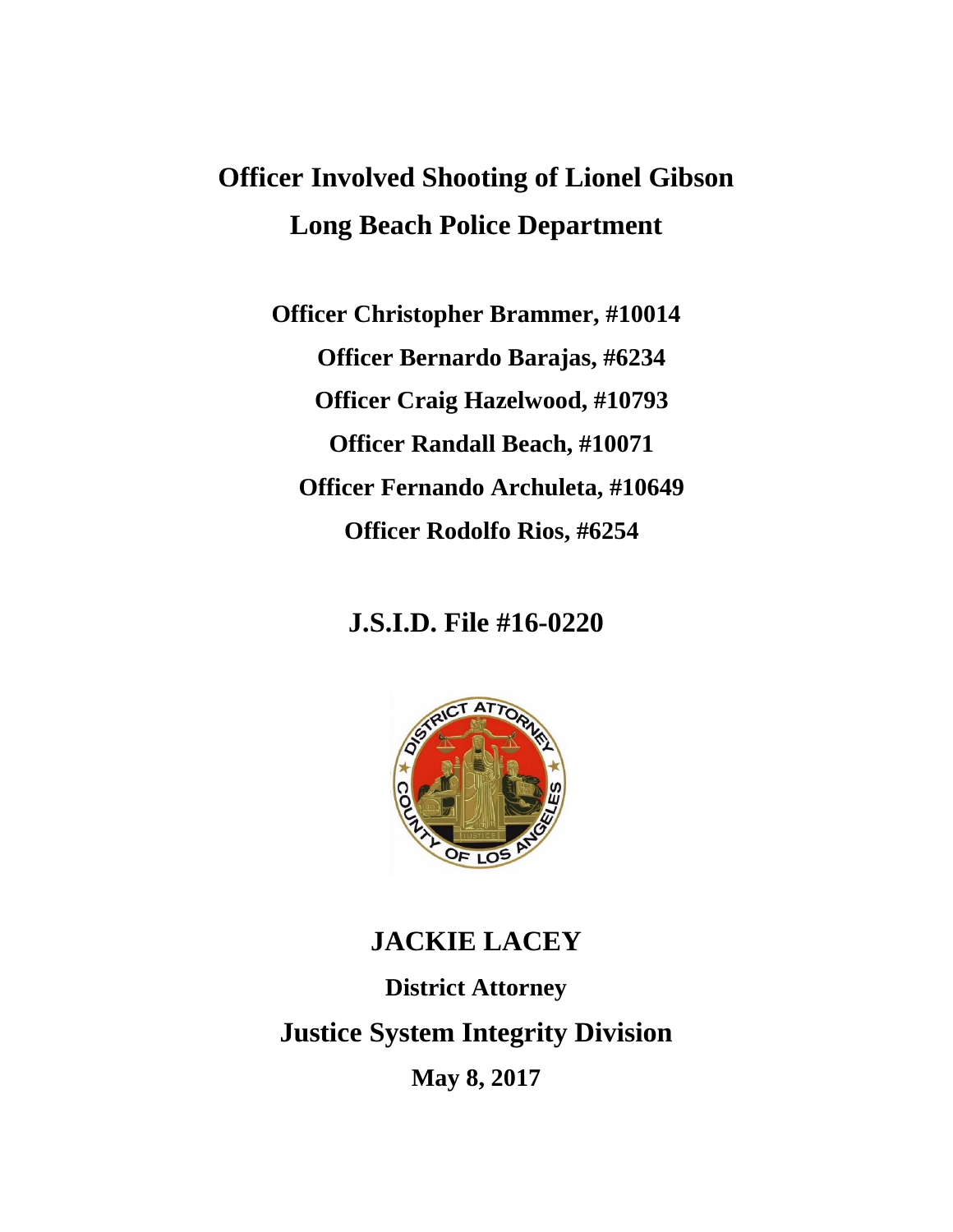# Officer Involved Shooting of Lionel Gibson

# Long Beach Police Department

**Officer Christopher Brammer, #10014**

**Officer Bernardo Barajas, #6234**

**Officer Craig Hazelwood, #10793**

**Officer Randall Beach, #10071**

**Officer Fernando Archuleta, #10649**

**Officer Rodolfo Rios, #6254**

## J.S.I.D. File #16-0220

## JACKIE LACEY

**District Attorney**

## Justice System Integrity Division

**May 8, 2017**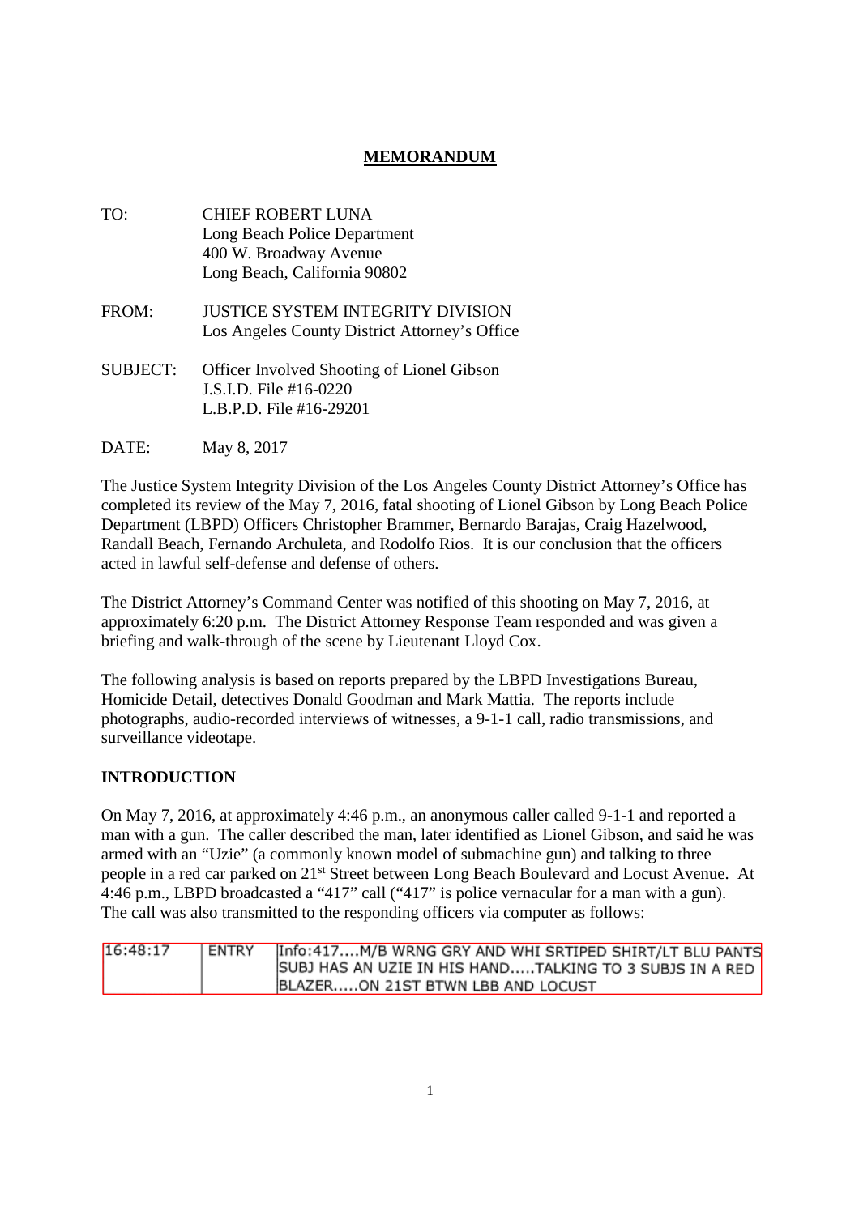**MEMORANDUM**

TO: CHIEF ROBERT LUNA
Long Beach Police Department
400 W. Broadway Avenue
Long Beach, California 90802

FROM: JUSTICE SYSTEM INTEGRITY DIVISION
Los Angeles County District Attorney's Office

SUBJECT: Officer Involved Shooting of Lionel Gibson
J.S.I.D. File #16-0220
L.B.P.D. File #16-29201

DATE: May 8, 2017

The Justice System Integrity Division of the Los Angeles County District Attorney's Office has completed its review of the May 7, 2016, fatal shooting of Lionel Gibson by Long Beach Police Department (LBPD) Officers Christopher Brammer, Bernardo Barajas, Craig Hazelwood, Randall Beach, Fernando Archuleta, and Rodolfo Rios. It is our conclusion that the officers acted in lawful self-defense and defense of others.

The District Attorney's Command Center was notified of this shooting on May 7, 2016, at approximately 6:20 p.m. The District Attorney Response Team responded and was given a briefing and walk-through of the scene by Lieutenant Lloyd Cox.

The following analysis is based on reports prepared by the LBPD Investigations Bureau, Homicide Detail, detectives Donald Goodman and Mark Mattia. The reports include photographs, audio-recorded interviews of witnesses, a 9-1-1 call, radio transmissions, and surveillance videotape.

## INTRODUCTION

On May 7, 2016, at approximately 4:46 p.m., an anonymous caller called 9-1-1 and reported a man with a gun. The caller described the man, later identified as Lionel Gibson, and said he was armed with an "Uzie" (a commonly known model of submachine gun) and talking to three people in a red car parked on 21st Street between Long Beach Boulevard and Locust Avenue. At 4:46 p.m., LBPD broadcasted a "417" call ("417" is police vernacular for a man with a gun). The call was also transmitted to the responding officers via computer as follows:

| 16:48:17 | ENTRY | Info:417....M/B WRNG GRY AND WHI SRTIPED SHIRT/LT BLU PANTS SUBJ HAS AN UZIE IN HIS HAND.....TALKING TO 3 SUBJS IN A RED BLAZER.....ON 21ST BTWN LBB AND LOCUST |
|---|---|---|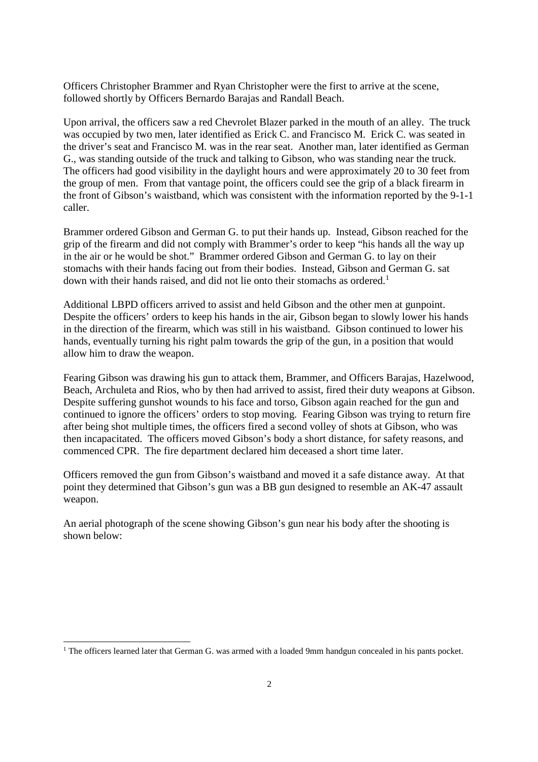Officers Christopher Brammer and Ryan Christopher were the first to arrive at the scene, followed shortly by Officers Bernardo Barajas and Randall Beach.

Upon arrival, the officers saw a red Chevrolet Blazer parked in the mouth of an alley. The truck was occupied by two men, later identified as Erick C. and Francisco M. Erick C. was seated in the driver's seat and Francisco M. was in the rear seat. Another man, later identified as German G., was standing outside of the truck and talking to Gibson, who was standing near the truck. The officers had good visibility in the daylight hours and were approximately 20 to 30 feet from the group of men. From that vantage point, the officers could see the grip of a black firearm in the front of Gibson's waistband, which was consistent with the information reported by the 9-1-1 caller.

Brammer ordered Gibson and German G. to put their hands up. Instead, Gibson reached for the grip of the firearm and did not comply with Brammer's order to keep "his hands all the way up in the air or he would be shot." Brammer ordered Gibson and German G. to lay on their stomachs with their hands facing out from their bodies. Instead, Gibson and German G. sat down with their hands raised, and did not lie onto their stomachs as ordered.[1]

Additional LBPD officers arrived to assist and held Gibson and the other men at gunpoint. Despite the officers' orders to keep his hands in the air, Gibson began to slowly lower his hands in the direction of the firearm, which was still in his waistband. Gibson continued to lower his hands, eventually turning his right palm towards the grip of the gun, in a position that would allow him to draw the weapon.

Fearing Gibson was drawing his gun to attack them, Brammer, and Officers Barajas, Hazelwood, Beach, Archuleta and Rios, who by then had arrived to assist, fired their duty weapons at Gibson. Despite suffering gunshot wounds to his face and torso, Gibson again reached for the gun and continued to ignore the officers' orders to stop moving. Fearing Gibson was trying to return fire after being shot multiple times, the officers fired a second volley of shots at Gibson, who was then incapacitated. The officers moved Gibson's body a short distance, for safety reasons, and commenced CPR. The fire department declared him deceased a short time later.

Officers removed the gun from Gibson's waistband and moved it a safe distance away. At that point they determined that Gibson's gun was a BB gun designed to resemble an AK-47 assault weapon.

An aerial photograph of the scene showing Gibson's gun near his body after the shooting is shown below:

[1] The officers learned later that German G. was armed with a loaded 9mm handgun concealed in his pants pocket.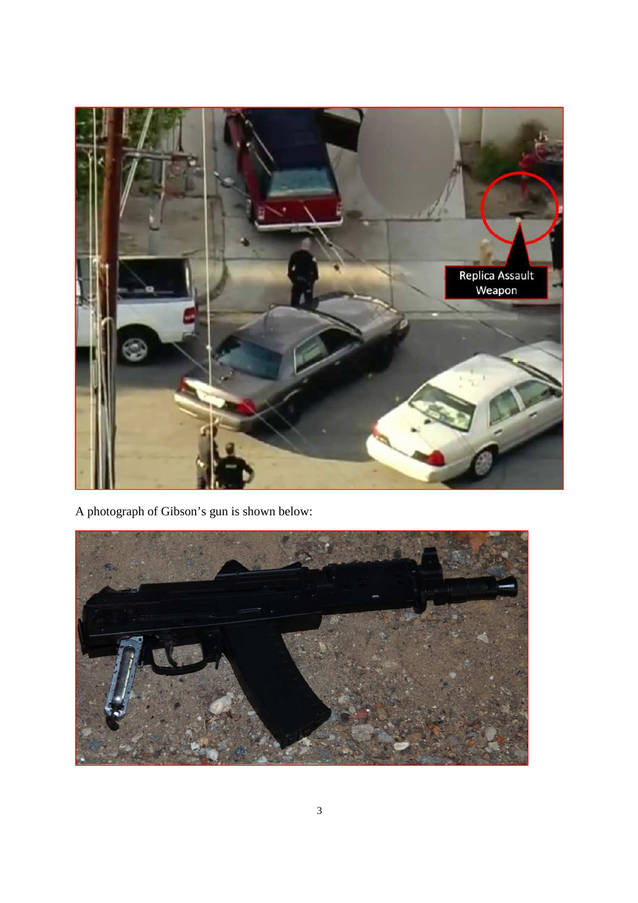A photograph of Gibson's gun is shown below: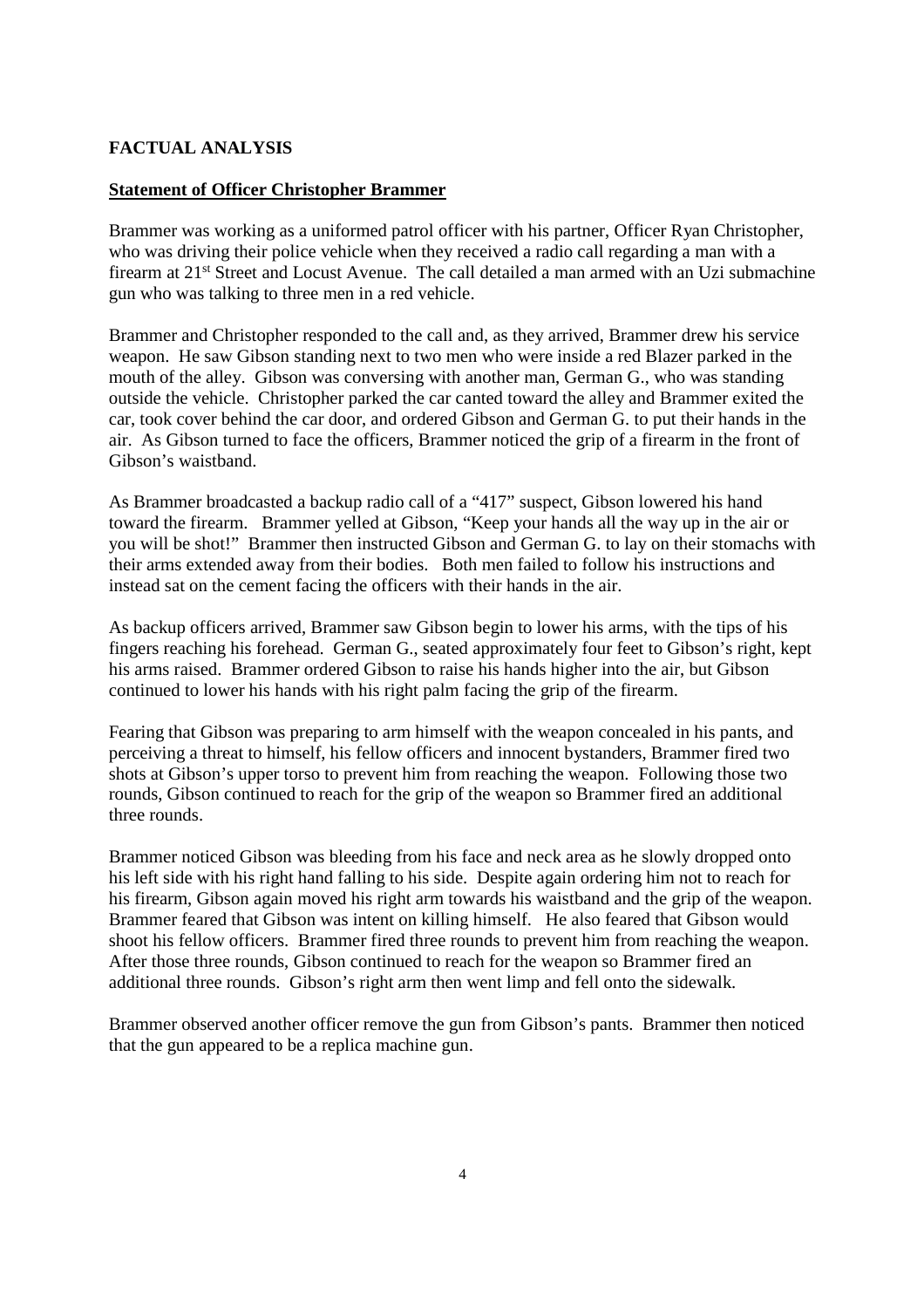## FACTUAL ANALYSIS

**Statement of Officer Christopher Brammer**

Brammer was working as a uniformed patrol officer with his partner, Officer Ryan Christopher, who was driving their police vehicle when they received a radio call regarding a man with a firearm at 21st Street and Locust Avenue. The call detailed a man armed with an Uzi submachine gun who was talking to three men in a red vehicle.

Brammer and Christopher responded to the call and, as they arrived, Brammer drew his service weapon. He saw Gibson standing next to two men who were inside a red Blazer parked in the mouth of the alley. Gibson was conversing with another man, German G., who was standing outside the vehicle. Christopher parked the car canted toward the alley and Brammer exited the car, took cover behind the car door, and ordered Gibson and German G. to put their hands in the air. As Gibson turned to face the officers, Brammer noticed the grip of a firearm in the front of Gibson's waistband.

As Brammer broadcasted a backup radio call of a "417" suspect, Gibson lowered his hand toward the firearm. Brammer yelled at Gibson, "Keep your hands all the way up in the air or you will be shot!" Brammer then instructed Gibson and German G. to lay on their stomachs with their arms extended away from their bodies. Both men failed to follow his instructions and instead sat on the cement facing the officers with their hands in the air.

As backup officers arrived, Brammer saw Gibson begin to lower his arms, with the tips of his fingers reaching his forehead. German G., seated approximately four feet to Gibson's right, kept his arms raised. Brammer ordered Gibson to raise his hands higher into the air, but Gibson continued to lower his hands with his right palm facing the grip of the firearm.

Fearing that Gibson was preparing to arm himself with the weapon concealed in his pants, and perceiving a threat to himself, his fellow officers and innocent bystanders, Brammer fired two shots at Gibson's upper torso to prevent him from reaching the weapon. Following those two rounds, Gibson continued to reach for the grip of the weapon so Brammer fired an additional three rounds.

Brammer noticed Gibson was bleeding from his face and neck area as he slowly dropped onto his left side with his right hand falling to his side. Despite again ordering him not to reach for his firearm, Gibson again moved his right arm towards his waistband and the grip of the weapon. Brammer feared that Gibson was intent on killing himself. He also feared that Gibson would shoot his fellow officers. Brammer fired three rounds to prevent him from reaching the weapon. After those three rounds, Gibson continued to reach for the weapon so Brammer fired an additional three rounds. Gibson's right arm then went limp and fell onto the sidewalk.

Brammer observed another officer remove the gun from Gibson's pants. Brammer then noticed that the gun appeared to be a replica machine gun.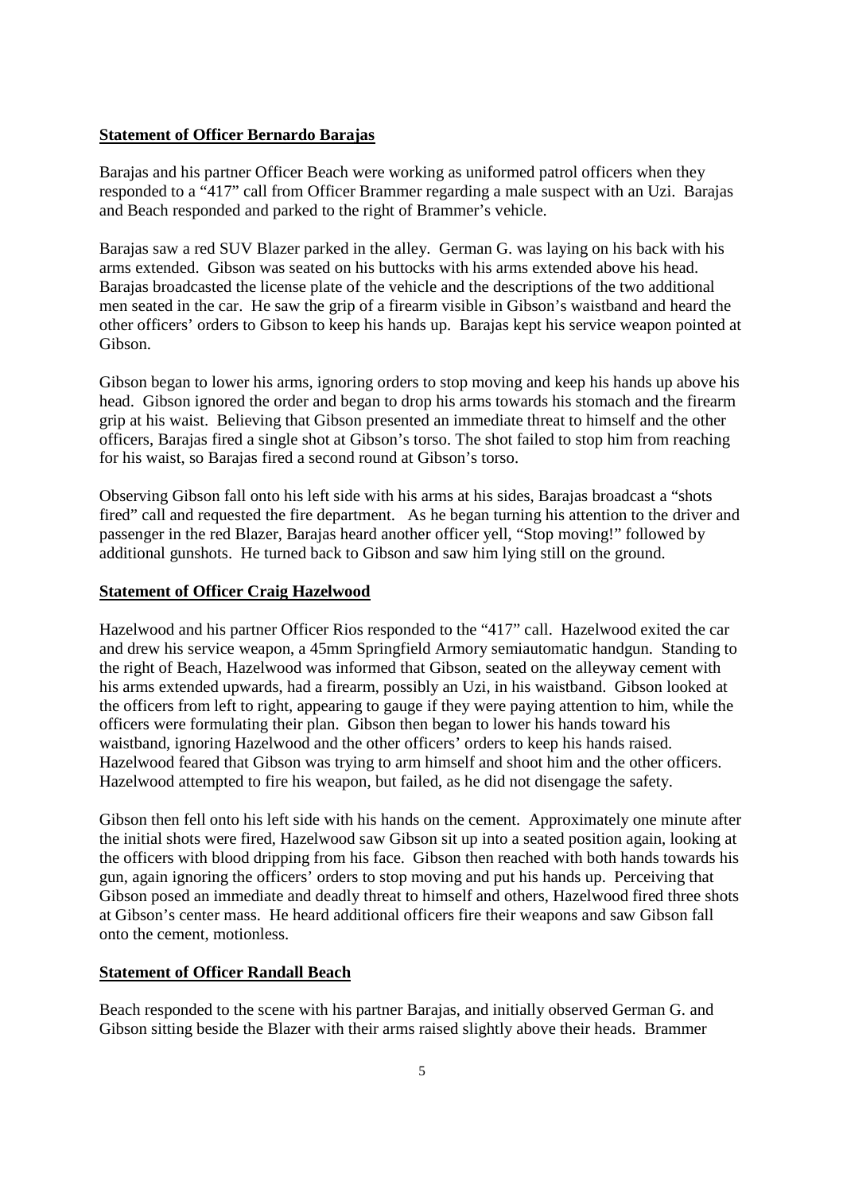**Statement of Officer Bernardo Barajas**

Barajas and his partner Officer Beach were working as uniformed patrol officers when they responded to a "417" call from Officer Brammer regarding a male suspect with an Uzi. Barajas and Beach responded and parked to the right of Brammer's vehicle.

Barajas saw a red SUV Blazer parked in the alley. German G. was laying on his back with his arms extended. Gibson was seated on his buttocks with his arms extended above his head. Barajas broadcasted the license plate of the vehicle and the descriptions of the two additional men seated in the car. He saw the grip of a firearm visible in Gibson's waistband and heard the other officers' orders to Gibson to keep his hands up. Barajas kept his service weapon pointed at Gibson.

Gibson began to lower his arms, ignoring orders to stop moving and keep his hands up above his head. Gibson ignored the order and began to drop his arms towards his stomach and the firearm grip at his waist. Believing that Gibson presented an immediate threat to himself and the other officers, Barajas fired a single shot at Gibson's torso. The shot failed to stop him from reaching for his waist, so Barajas fired a second round at Gibson's torso.

Observing Gibson fall onto his left side with his arms at his sides, Barajas broadcast a "shots fired" call and requested the fire department. As he began turning his attention to the driver and passenger in the red Blazer, Barajas heard another officer yell, "Stop moving!" followed by additional gunshots. He turned back to Gibson and saw him lying still on the ground.

**Statement of Officer Craig Hazelwood**

Hazelwood and his partner Officer Rios responded to the "417" call. Hazelwood exited the car and drew his service weapon, a 45mm Springfield Armory semiautomatic handgun. Standing to the right of Beach, Hazelwood was informed that Gibson, seated on the alleyway cement with his arms extended upwards, had a firearm, possibly an Uzi, in his waistband. Gibson looked at the officers from left to right, appearing to gauge if they were paying attention to him, while the officers were formulating their plan. Gibson then began to lower his hands toward his waistband, ignoring Hazelwood and the other officers' orders to keep his hands raised. Hazelwood feared that Gibson was trying to arm himself and shoot him and the other officers. Hazelwood attempted to fire his weapon, but failed, as he did not disengage the safety.

Gibson then fell onto his left side with his hands on the cement. Approximately one minute after the initial shots were fired, Hazelwood saw Gibson sit up into a seated position again, looking at the officers with blood dripping from his face. Gibson then reached with both hands towards his gun, again ignoring the officers' orders to stop moving and put his hands up. Perceiving that Gibson posed an immediate and deadly threat to himself and others, Hazelwood fired three shots at Gibson's center mass. He heard additional officers fire their weapons and saw Gibson fall onto the cement, motionless.

**Statement of Officer Randall Beach**

Beach responded to the scene with his partner Barajas, and initially observed German G. and Gibson sitting beside the Blazer with their arms raised slightly above their heads. Brammer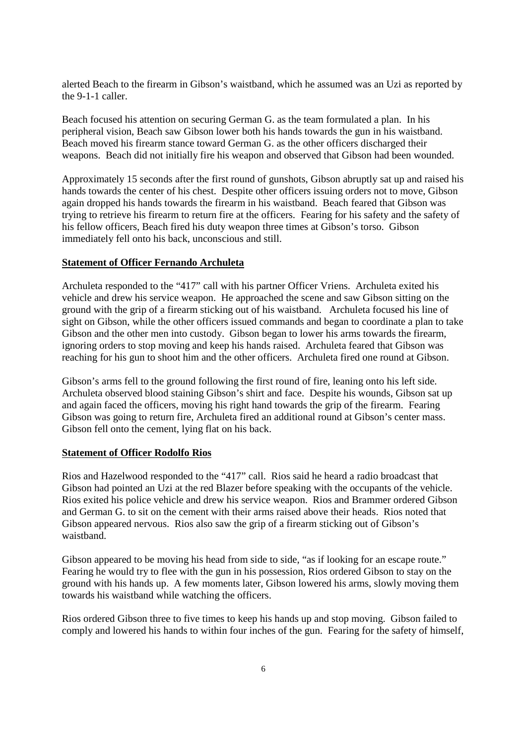alerted Beach to the firearm in Gibson's waistband, which he assumed was an Uzi as reported by the 9-1-1 caller.

Beach focused his attention on securing German G. as the team formulated a plan. In his peripheral vision, Beach saw Gibson lower both his hands towards the gun in his waistband. Beach moved his firearm stance toward German G. as the other officers discharged their weapons. Beach did not initially fire his weapon and observed that Gibson had been wounded.

Approximately 15 seconds after the first round of gunshots, Gibson abruptly sat up and raised his hands towards the center of his chest. Despite other officers issuing orders not to move, Gibson again dropped his hands towards the firearm in his waistband. Beach feared that Gibson was trying to retrieve his firearm to return fire at the officers. Fearing for his safety and the safety of his fellow officers, Beach fired his duty weapon three times at Gibson's torso. Gibson immediately fell onto his back, unconscious and still.

**Statement of Officer Fernando Archuleta**

Archuleta responded to the "417" call with his partner Officer Vriens. Archuleta exited his vehicle and drew his service weapon. He approached the scene and saw Gibson sitting on the ground with the grip of a firearm sticking out of his waistband. Archuleta focused his line of sight on Gibson, while the other officers issued commands and began to coordinate a plan to take Gibson and the other men into custody. Gibson began to lower his arms towards the firearm, ignoring orders to stop moving and keep his hands raised. Archuleta feared that Gibson was reaching for his gun to shoot him and the other officers. Archuleta fired one round at Gibson.

Gibson's arms fell to the ground following the first round of fire, leaning onto his left side. Archuleta observed blood staining Gibson's shirt and face. Despite his wounds, Gibson sat up and again faced the officers, moving his right hand towards the grip of the firearm. Fearing Gibson was going to return fire, Archuleta fired an additional round at Gibson's center mass. Gibson fell onto the cement, lying flat on his back.

**Statement of Officer Rodolfo Rios**

Rios and Hazelwood responded to the "417" call. Rios said he heard a radio broadcast that Gibson had pointed an Uzi at the red Blazer before speaking with the occupants of the vehicle. Rios exited his police vehicle and drew his service weapon. Rios and Brammer ordered Gibson and German G. to sit on the cement with their arms raised above their heads. Rios noted that Gibson appeared nervous. Rios also saw the grip of a firearm sticking out of Gibson's waistband.

Gibson appeared to be moving his head from side to side, "as if looking for an escape route." Fearing he would try to flee with the gun in his possession, Rios ordered Gibson to stay on the ground with his hands up. A few moments later, Gibson lowered his arms, slowly moving them towards his waistband while watching the officers.

Rios ordered Gibson three to five times to keep his hands up and stop moving. Gibson failed to comply and lowered his hands to within four inches of the gun. Fearing for the safety of himself,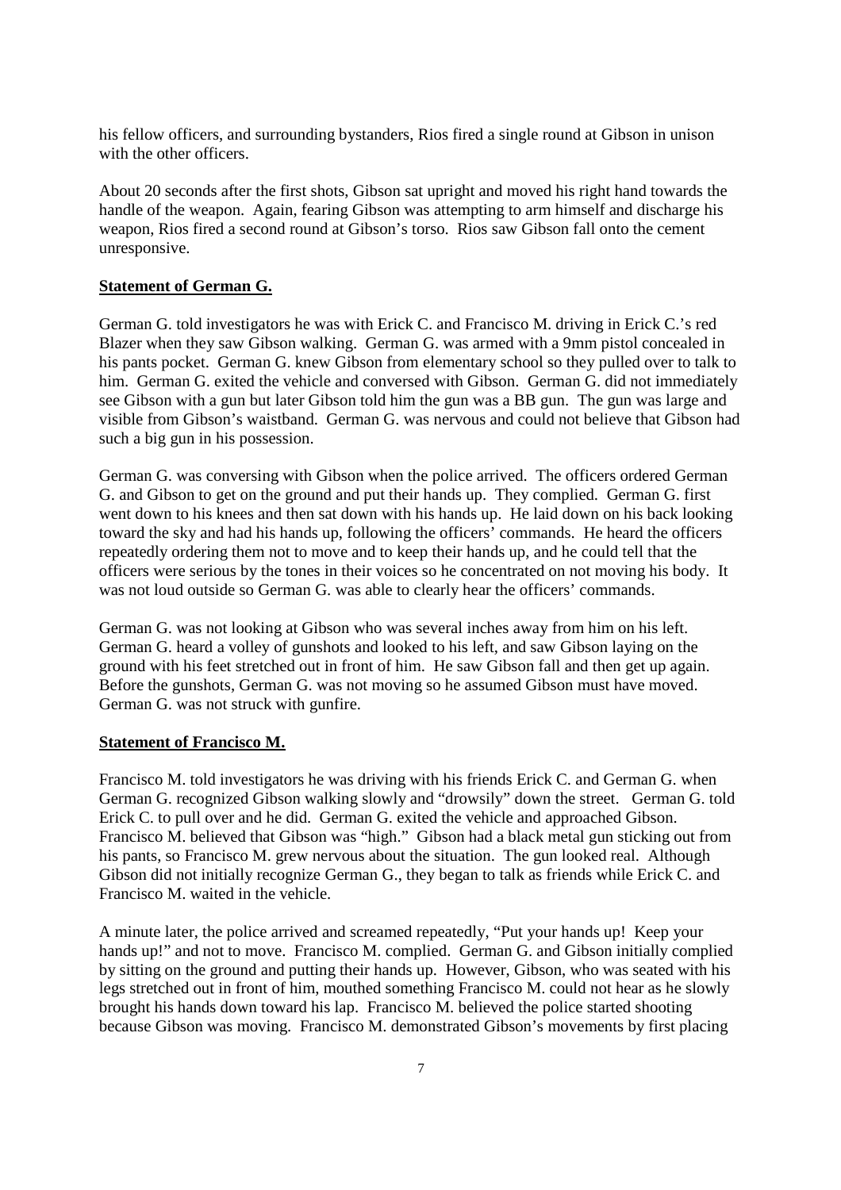his fellow officers, and surrounding bystanders, Rios fired a single round at Gibson in unison with the other officers.

About 20 seconds after the first shots, Gibson sat upright and moved his right hand towards the handle of the weapon. Again, fearing Gibson was attempting to arm himself and discharge his weapon, Rios fired a second round at Gibson's torso. Rios saw Gibson fall onto the cement unresponsive.

**Statement of German G.**

German G. told investigators he was with Erick C. and Francisco M. driving in Erick C.'s red Blazer when they saw Gibson walking. German G. was armed with a 9mm pistol concealed in his pants pocket. German G. knew Gibson from elementary school so they pulled over to talk to him. German G. exited the vehicle and conversed with Gibson. German G. did not immediately see Gibson with a gun but later Gibson told him the gun was a BB gun. The gun was large and visible from Gibson's waistband. German G. was nervous and could not believe that Gibson had such a big gun in his possession.

German G. was conversing with Gibson when the police arrived. The officers ordered German G. and Gibson to get on the ground and put their hands up. They complied. German G. first went down to his knees and then sat down with his hands up. He laid down on his back looking toward the sky and had his hands up, following the officers' commands. He heard the officers repeatedly ordering them not to move and to keep their hands up, and he could tell that the officers were serious by the tones in their voices so he concentrated on not moving his body. It was not loud outside so German G. was able to clearly hear the officers' commands.

German G. was not looking at Gibson who was several inches away from him on his left. German G. heard a volley of gunshots and looked to his left, and saw Gibson laying on the ground with his feet stretched out in front of him. He saw Gibson fall and then get up again. Before the gunshots, German G. was not moving so he assumed Gibson must have moved. German G. was not struck with gunfire.

**Statement of Francisco M.**

Francisco M. told investigators he was driving with his friends Erick C. and German G. when German G. recognized Gibson walking slowly and "drowsily" down the street. German G. told Erick C. to pull over and he did. German G. exited the vehicle and approached Gibson. Francisco M. believed that Gibson was "high." Gibson had a black metal gun sticking out from his pants, so Francisco M. grew nervous about the situation. The gun looked real. Although Gibson did not initially recognize German G., they began to talk as friends while Erick C. and Francisco M. waited in the vehicle.

A minute later, the police arrived and screamed repeatedly, "Put your hands up! Keep your hands up!" and not to move. Francisco M. complied. German G. and Gibson initially complied by sitting on the ground and putting their hands up. However, Gibson, who was seated with his legs stretched out in front of him, mouthed something Francisco M. could not hear as he slowly brought his hands down toward his lap. Francisco M. believed the police started shooting because Gibson was moving. Francisco M. demonstrated Gibson's movements by first placing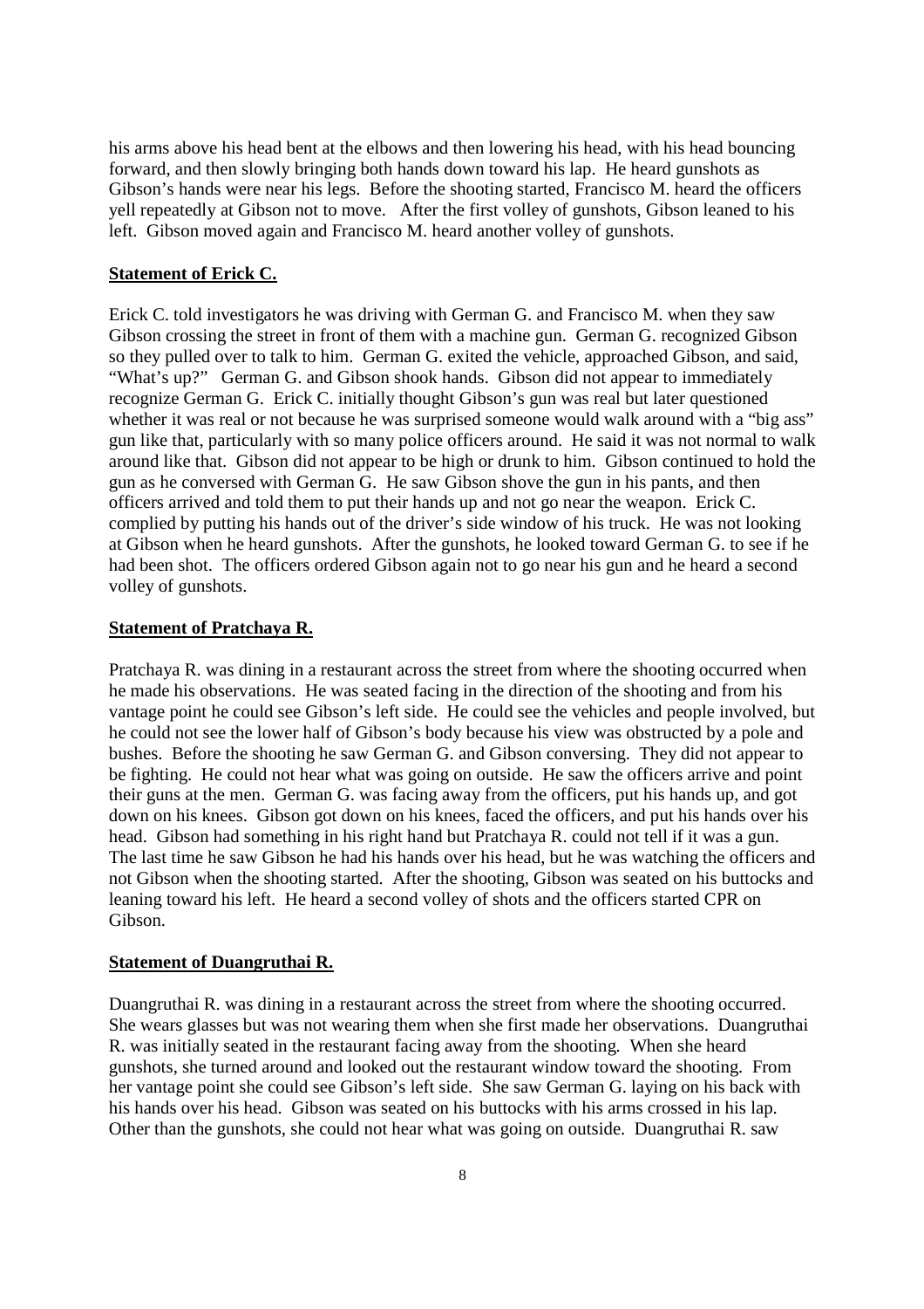his arms above his head bent at the elbows and then lowering his head, with his head bouncing forward, and then slowly bringing both hands down toward his lap. He heard gunshots as Gibson's hands were near his legs. Before the shooting started, Francisco M. heard the officers yell repeatedly at Gibson not to move. After the first volley of gunshots, Gibson leaned to his left. Gibson moved again and Francisco M. heard another volley of gunshots.

**Statement of Erick C.**

Erick C. told investigators he was driving with German G. and Francisco M. when they saw Gibson crossing the street in front of them with a machine gun. German G. recognized Gibson so they pulled over to talk to him. German G. exited the vehicle, approached Gibson, and said, "What's up?" German G. and Gibson shook hands. Gibson did not appear to immediately recognize German G. Erick C. initially thought Gibson's gun was real but later questioned whether it was real or not because he was surprised someone would walk around with a "big ass" gun like that, particularly with so many police officers around. He said it was not normal to walk around like that. Gibson did not appear to be high or drunk to him. Gibson continued to hold the gun as he conversed with German G. He saw Gibson shove the gun in his pants, and then officers arrived and told them to put their hands up and not go near the weapon. Erick C. complied by putting his hands out of the driver's side window of his truck. He was not looking at Gibson when he heard gunshots. After the gunshots, he looked toward German G. to see if he had been shot. The officers ordered Gibson again not to go near his gun and he heard a second volley of gunshots.

**Statement of Pratchaya R.**

Pratchaya R. was dining in a restaurant across the street from where the shooting occurred when he made his observations. He was seated facing in the direction of the shooting and from his vantage point he could see Gibson's left side. He could see the vehicles and people involved, but he could not see the lower half of Gibson's body because his view was obstructed by a pole and bushes. Before the shooting he saw German G. and Gibson conversing. They did not appear to be fighting. He could not hear what was going on outside. He saw the officers arrive and point their guns at the men. German G. was facing away from the officers, put his hands up, and got down on his knees. Gibson got down on his knees, faced the officers, and put his hands over his head. Gibson had something in his right hand but Pratchaya R. could not tell if it was a gun. The last time he saw Gibson he had his hands over his head, but he was watching the officers and not Gibson when the shooting started. After the shooting, Gibson was seated on his buttocks and leaning toward his left. He heard a second volley of shots and the officers started CPR on Gibson.

**Statement of Duangruthai R.**

Duangruthai R. was dining in a restaurant across the street from where the shooting occurred. She wears glasses but was not wearing them when she first made her observations. Duangruthai R. was initially seated in the restaurant facing away from the shooting. When she heard gunshots, she turned around and looked out the restaurant window toward the shooting. From her vantage point she could see Gibson's left side. She saw German G. laying on his back with his hands over his head. Gibson was seated on his buttocks with his arms crossed in his lap. Other than the gunshots, she could not hear what was going on outside. Duangruthai R. saw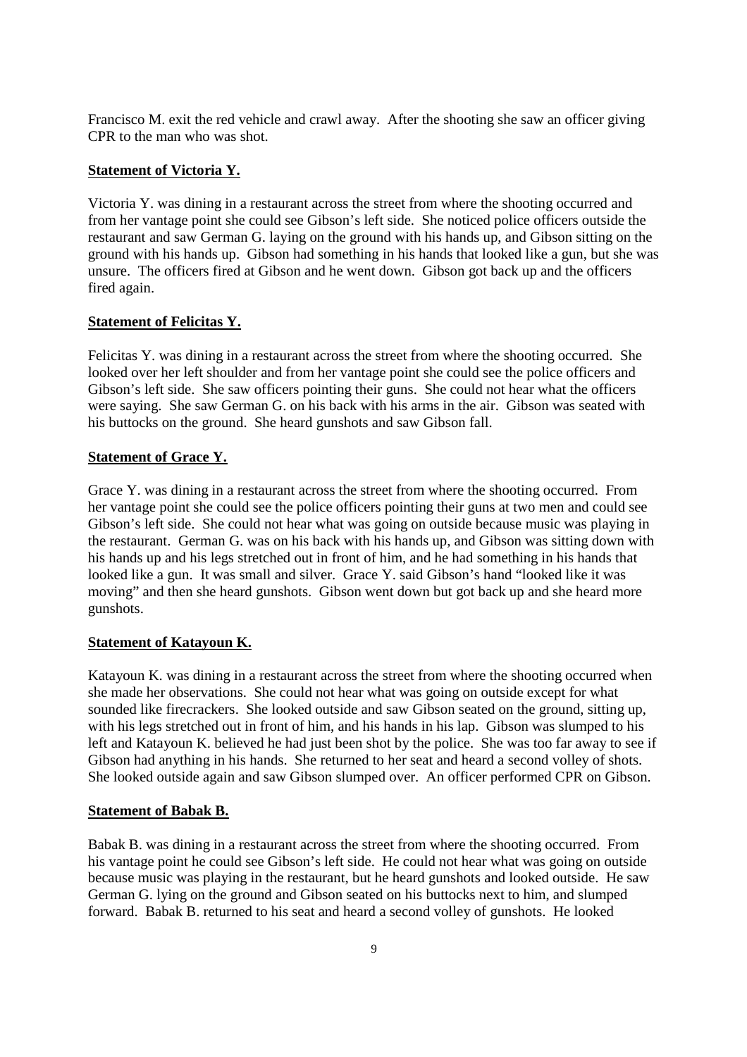Francisco M. exit the red vehicle and crawl away. After the shooting she saw an officer giving CPR to the man who was shot.

**Statement of Victoria Y.**

Victoria Y. was dining in a restaurant across the street from where the shooting occurred and from her vantage point she could see Gibson's left side. She noticed police officers outside the restaurant and saw German G. laying on the ground with his hands up, and Gibson sitting on the ground with his hands up. Gibson had something in his hands that looked like a gun, but she was unsure. The officers fired at Gibson and he went down. Gibson got back up and the officers fired again.

**Statement of Felicitas Y.**

Felicitas Y. was dining in a restaurant across the street from where the shooting occurred. She looked over her left shoulder and from her vantage point she could see the police officers and Gibson's left side. She saw officers pointing their guns. She could not hear what the officers were saying. She saw German G. on his back with his arms in the air. Gibson was seated with his buttocks on the ground. She heard gunshots and saw Gibson fall.

**Statement of Grace Y.**

Grace Y. was dining in a restaurant across the street from where the shooting occurred. From her vantage point she could see the police officers pointing their guns at two men and could see Gibson's left side. She could not hear what was going on outside because music was playing in the restaurant. German G. was on his back with his hands up, and Gibson was sitting down with his hands up and his legs stretched out in front of him, and he had something in his hands that looked like a gun. It was small and silver. Grace Y. said Gibson's hand "looked like it was moving" and then she heard gunshots. Gibson went down but got back up and she heard more gunshots.

**Statement of Katayoun K.**

Katayoun K. was dining in a restaurant across the street from where the shooting occurred when she made her observations. She could not hear what was going on outside except for what sounded like firecrackers. She looked outside and saw Gibson seated on the ground, sitting up, with his legs stretched out in front of him, and his hands in his lap. Gibson was slumped to his left and Katayoun K. believed he had just been shot by the police. She was too far away to see if Gibson had anything in his hands. She returned to her seat and heard a second volley of shots. She looked outside again and saw Gibson slumped over. An officer performed CPR on Gibson.

**Statement of Babak B.**

Babak B. was dining in a restaurant across the street from where the shooting occurred. From his vantage point he could see Gibson's left side. He could not hear what was going on outside because music was playing in the restaurant, but he heard gunshots and looked outside. He saw German G. lying on the ground and Gibson seated on his buttocks next to him, and slumped forward. Babak B. returned to his seat and heard a second volley of gunshots. He looked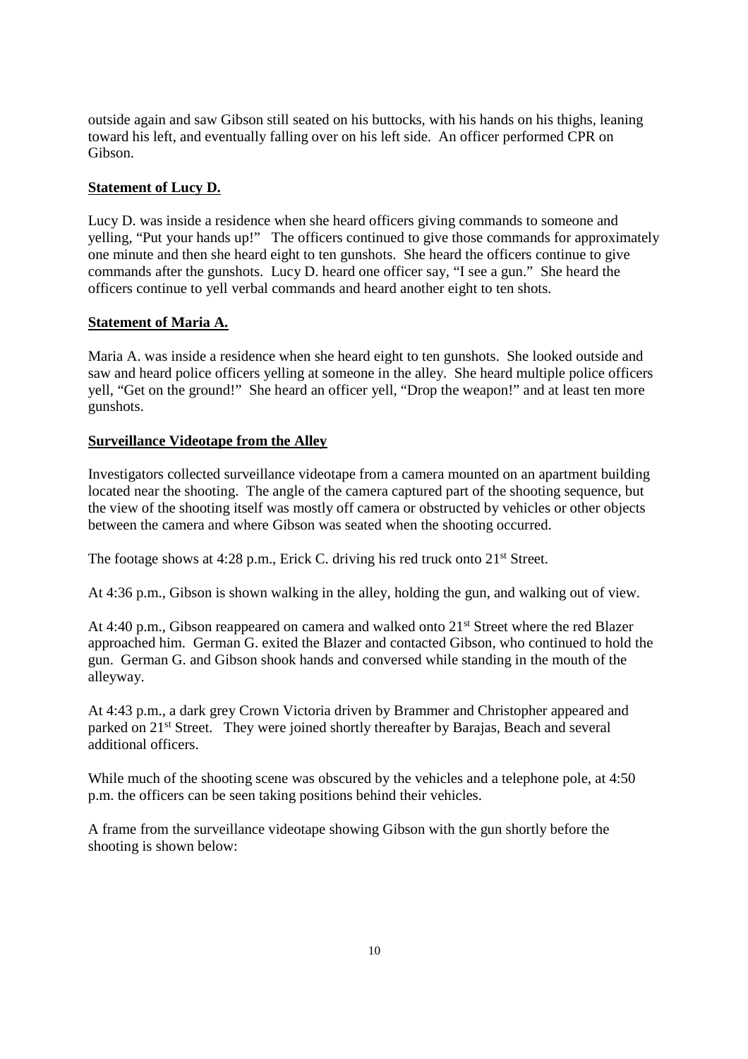outside again and saw Gibson still seated on his buttocks, with his hands on his thighs, leaning toward his left, and eventually falling over on his left side. An officer performed CPR on Gibson.

**Statement of Lucy D.**

Lucy D. was inside a residence when she heard officers giving commands to someone and yelling, "Put your hands up!" The officers continued to give those commands for approximately one minute and then she heard eight to ten gunshots. She heard the officers continue to give commands after the gunshots. Lucy D. heard one officer say, "I see a gun." She heard the officers continue to yell verbal commands and heard another eight to ten shots.

**Statement of Maria A.**

Maria A. was inside a residence when she heard eight to ten gunshots. She looked outside and saw and heard police officers yelling at someone in the alley. She heard multiple police officers yell, "Get on the ground!" She heard an officer yell, "Drop the weapon!" and at least ten more gunshots.

**Surveillance Videotape from the Alley**

Investigators collected surveillance videotape from a camera mounted on an apartment building located near the shooting. The angle of the camera captured part of the shooting sequence, but the view of the shooting itself was mostly off camera or obstructed by vehicles or other objects between the camera and where Gibson was seated when the shooting occurred.

The footage shows at 4:28 p.m., Erick C. driving his red truck onto 21st Street.

At 4:36 p.m., Gibson is shown walking in the alley, holding the gun, and walking out of view.

At 4:40 p.m., Gibson reappeared on camera and walked onto 21st Street where the red Blazer approached him. German G. exited the Blazer and contacted Gibson, who continued to hold the gun. German G. and Gibson shook hands and conversed while standing in the mouth of the alleyway.

At 4:43 p.m., a dark grey Crown Victoria driven by Brammer and Christopher appeared and parked on 21st Street. They were joined shortly thereafter by Barajas, Beach and several additional officers.

While much of the shooting scene was obscured by the vehicles and a telephone pole, at 4:50 p.m. the officers can be seen taking positions behind their vehicles.

A frame from the surveillance videotape showing Gibson with the gun shortly before the shooting is shown below: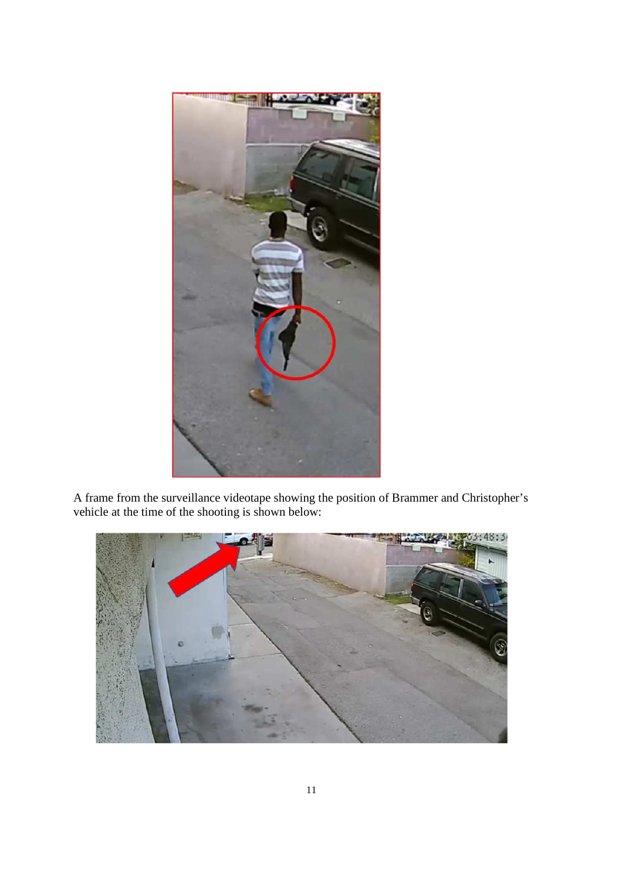A frame from the surveillance videotape showing the position of Brammer and Christopher's vehicle at the time of the shooting is shown below: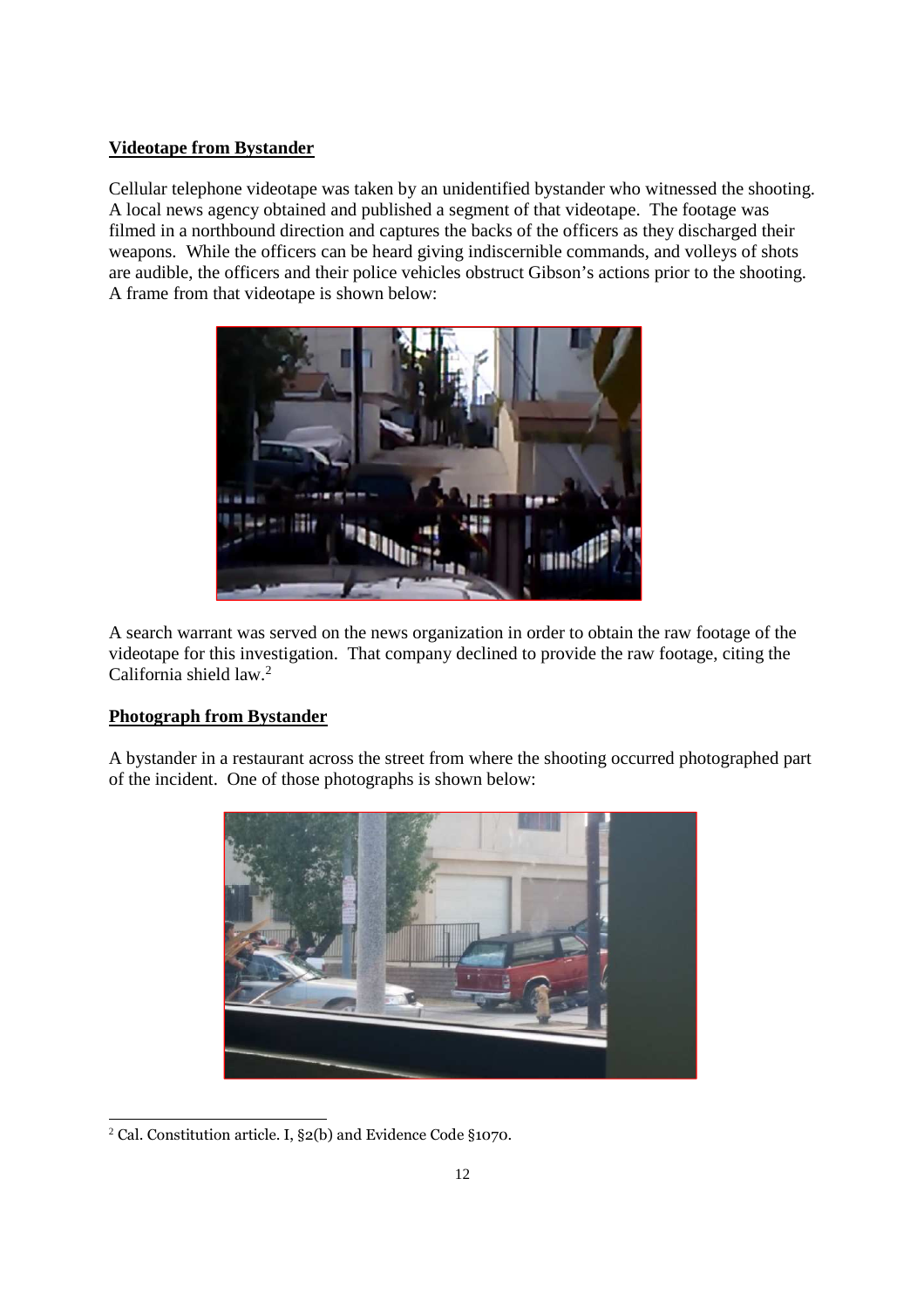**Videotape from Bystander**

Cellular telephone videotape was taken by an unidentified bystander who witnessed the shooting. A local news agency obtained and published a segment of that videotape. The footage was filmed in a northbound direction and captures the backs of the officers as they discharged their weapons. While the officers can be heard giving indiscernible commands, and volleys of shots are audible, the officers and their police vehicles obstruct Gibson's actions prior to the shooting. A frame from that videotape is shown below:

A search warrant was served on the news organization in order to obtain the raw footage of the videotape for this investigation. That company declined to provide the raw footage, citing the California shield law.[2]

**Photograph from Bystander**

A bystander in a restaurant across the street from where the shooting occurred photographed part of the incident. One of those photographs is shown below:

[2] Cal. Constitution article. I, §2(b) and Evidence Code §1070.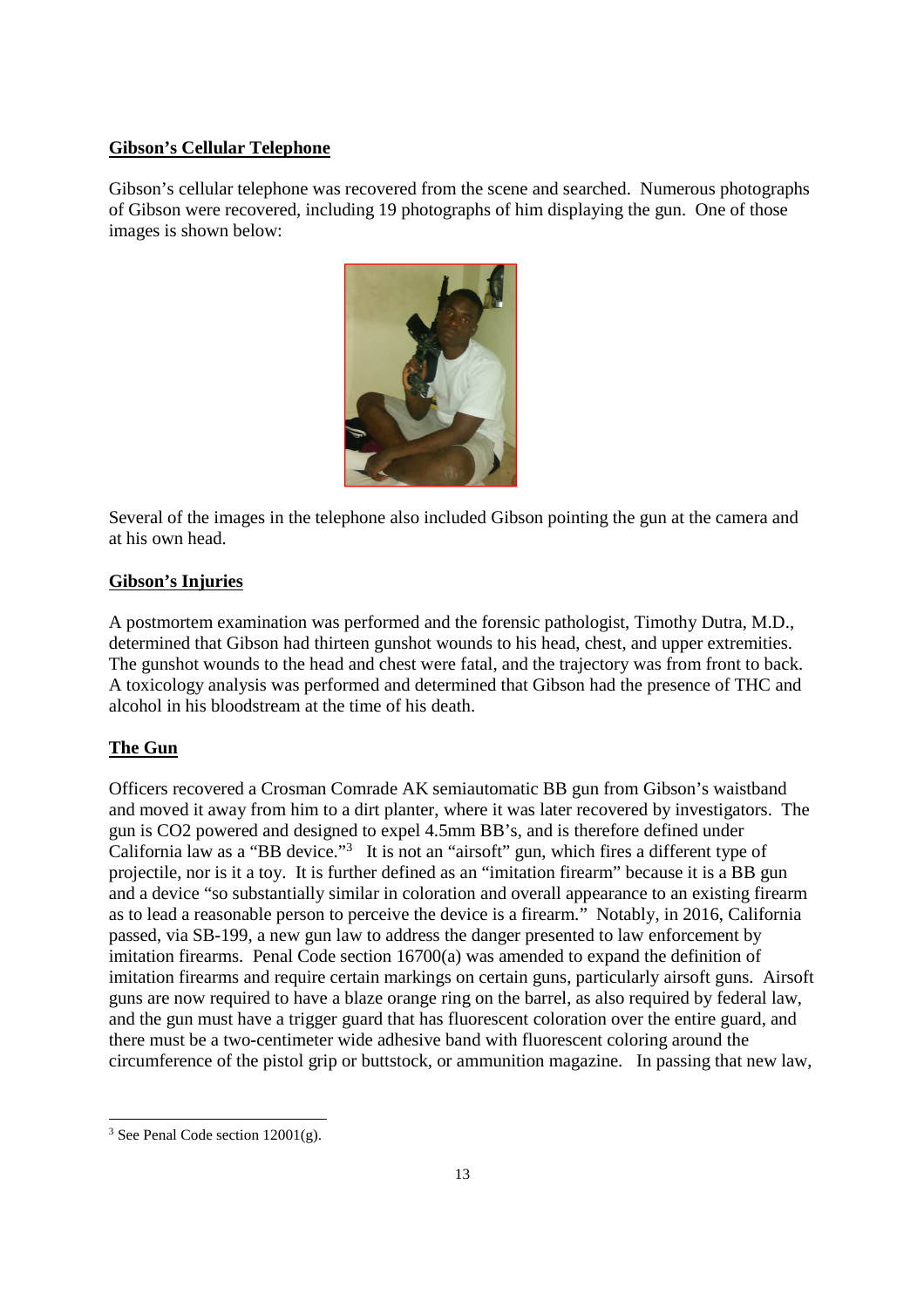**Gibson's Cellular Telephone**

Gibson's cellular telephone was recovered from the scene and searched. Numerous photographs of Gibson were recovered, including 19 photographs of him displaying the gun. One of those images is shown below:

Several of the images in the telephone also included Gibson pointing the gun at the camera and at his own head.

**Gibson's Injuries**

A postmortem examination was performed and the forensic pathologist, Timothy Dutra, M.D., determined that Gibson had thirteen gunshot wounds to his head, chest, and upper extremities. The gunshot wounds to the head and chest were fatal, and the trajectory was from front to back. A toxicology analysis was performed and determined that Gibson had the presence of THC and alcohol in his bloodstream at the time of his death.

**The Gun**

Officers recovered a Crosman Comrade AK semiautomatic BB gun from Gibson's waistband and moved it away from him to a dirt planter, where it was later recovered by investigators. The gun is CO2 powered and designed to expel 4.5mm BB's, and is therefore defined under California law as a "BB device."[3] It is not an "airsoft" gun, which fires a different type of projectile, nor is it a toy. It is further defined as an "imitation firearm" because it is a BB gun and a device "so substantially similar in coloration and overall appearance to an existing firearm as to lead a reasonable person to perceive the device is a firearm." Notably, in 2016, California passed, via SB-199, a new gun law to address the danger presented to law enforcement by imitation firearms. Penal Code section 16700(a) was amended to expand the definition of imitation firearms and require certain markings on certain guns, particularly airsoft guns. Airsoft guns are now required to have a blaze orange ring on the barrel, as also required by federal law, and the gun must have a trigger guard that has fluorescent coloration over the entire guard, and there must be a two-centimeter wide adhesive band with fluorescent coloring around the circumference of the pistol grip or buttstock, or ammunition magazine. In passing that new law,

---

[3] See Penal Code section 12001(g).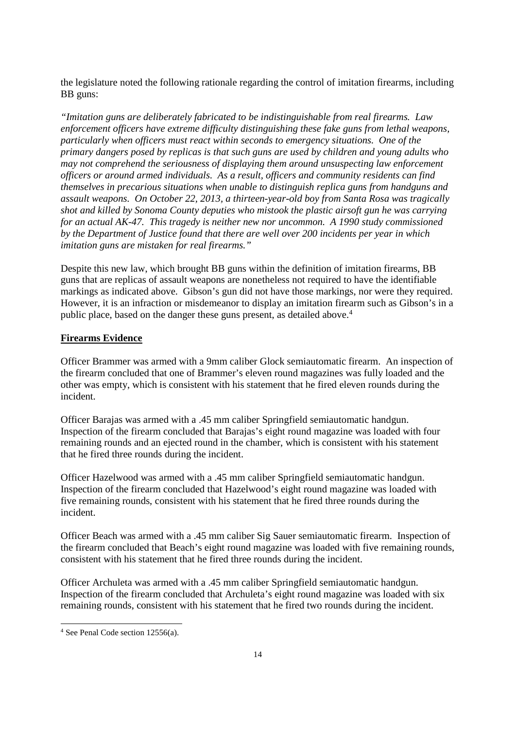the legislature noted the following rationale regarding the control of imitation firearms, including BB guns:

*"Imitation guns are deliberately fabricated to be indistinguishable from real firearms. Law enforcement officers have extreme difficulty distinguishing these fake guns from lethal weapons, particularly when officers must react within seconds to emergency situations. One of the primary dangers posed by replicas is that such guns are used by children and young adults who may not comprehend the seriousness of displaying them around unsuspecting law enforcement officers or around armed individuals. As a result, officers and community residents can find themselves in precarious situations when unable to distinguish replica guns from handguns and assault weapons. On October 22, 2013, a thirteen-year-old boy from Santa Rosa was tragically shot and killed by Sonoma County deputies who mistook the plastic airsoft gun he was carrying for an actual AK-47. This tragedy is neither new nor uncommon. A 1990 study commissioned by the Department of Justice found that there are well over 200 incidents per year in which imitation guns are mistaken for real firearms."*

Despite this new law, which brought BB guns within the definition of imitation firearms, BB guns that are replicas of assault weapons are nonetheless not required to have the identifiable markings as indicated above. Gibson's gun did not have those markings, nor were they required. However, it is an infraction or misdemeanor to display an imitation firearm such as Gibson's in a public place, based on the danger these guns present, as detailed above.[4]

**Firearms Evidence**

Officer Brammer was armed with a 9mm caliber Glock semiautomatic firearm. An inspection of the firearm concluded that one of Brammer's eleven round magazines was fully loaded and the other was empty, which is consistent with his statement that he fired eleven rounds during the incident.

Officer Barajas was armed with a .45 mm caliber Springfield semiautomatic handgun. Inspection of the firearm concluded that Barajas's eight round magazine was loaded with four remaining rounds and an ejected round in the chamber, which is consistent with his statement that he fired three rounds during the incident.

Officer Hazelwood was armed with a .45 mm caliber Springfield semiautomatic handgun. Inspection of the firearm concluded that Hazelwood's eight round magazine was loaded with five remaining rounds, consistent with his statement that he fired three rounds during the incident.

Officer Beach was armed with a .45 mm caliber Sig Sauer semiautomatic firearm. Inspection of the firearm concluded that Beach's eight round magazine was loaded with five remaining rounds, consistent with his statement that he fired three rounds during the incident.

Officer Archuleta was armed with a .45 mm caliber Springfield semiautomatic handgun. Inspection of the firearm concluded that Archuleta's eight round magazine was loaded with six remaining rounds, consistent with his statement that he fired two rounds during the incident.

---

[4] See Penal Code section 12556(a).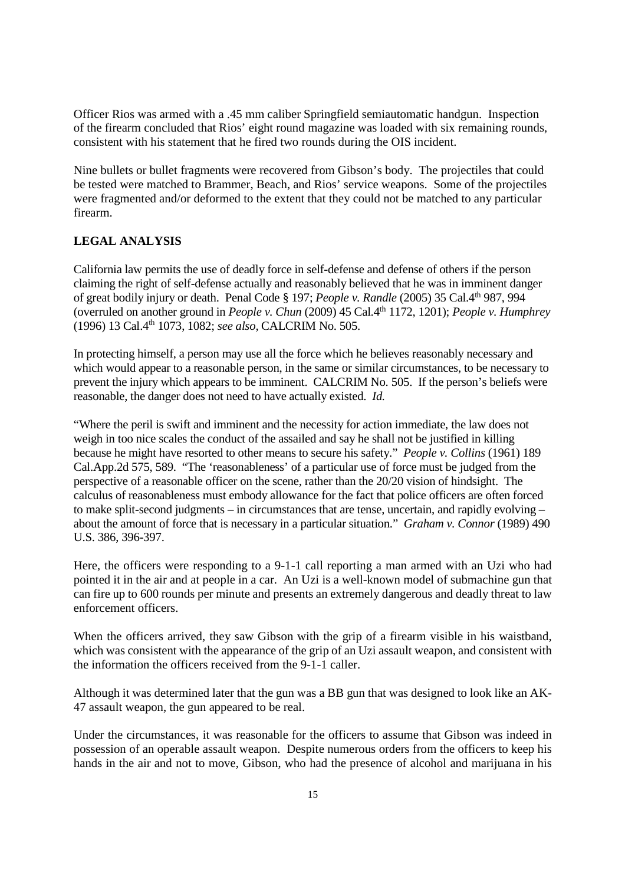Officer Rios was armed with a .45 mm caliber Springfield semiautomatic handgun. Inspection of the firearm concluded that Rios' eight round magazine was loaded with six remaining rounds, consistent with his statement that he fired two rounds during the OIS incident.

Nine bullets or bullet fragments were recovered from Gibson's body. The projectiles that could be tested were matched to Brammer, Beach, and Rios' service weapons. Some of the projectiles were fragmented and/or deformed to the extent that they could not be matched to any particular firearm.

## LEGAL ANALYSIS

California law permits the use of deadly force in self-defense and defense of others if the person claiming the right of self-defense actually and reasonably believed that he was in imminent danger of great bodily injury or death. Penal Code § 197; *People v. Randle* (2005) 35 Cal.4th 987, 994 (overruled on another ground in *People v. Chun* (2009) 45 Cal.4th 1172, 1201); *People v. Humphrey* (1996) 13 Cal.4th 1073, 1082; *see also*, CALCRIM No. 505.

In protecting himself, a person may use all the force which he believes reasonably necessary and which would appear to a reasonable person, in the same or similar circumstances, to be necessary to prevent the injury which appears to be imminent. CALCRIM No. 505. If the person's beliefs were reasonable, the danger does not need to have actually existed. *Id.*

"Where the peril is swift and imminent and the necessity for action immediate, the law does not weigh in too nice scales the conduct of the assailed and say he shall not be justified in killing because he might have resorted to other means to secure his safety." *People v. Collins* (1961) 189 Cal.App.2d 575, 589. "The 'reasonableness' of a particular use of force must be judged from the perspective of a reasonable officer on the scene, rather than the 20/20 vision of hindsight. The calculus of reasonableness must embody allowance for the fact that police officers are often forced to make split-second judgments – in circumstances that are tense, uncertain, and rapidly evolving – about the amount of force that is necessary in a particular situation." *Graham v. Connor* (1989) 490 U.S. 386, 396-397.

Here, the officers were responding to a 9-1-1 call reporting a man armed with an Uzi who had pointed it in the air and at people in a car. An Uzi is a well-known model of submachine gun that can fire up to 600 rounds per minute and presents an extremely dangerous and deadly threat to law enforcement officers.

When the officers arrived, they saw Gibson with the grip of a firearm visible in his waistband, which was consistent with the appearance of the grip of an Uzi assault weapon, and consistent with the information the officers received from the 9-1-1 caller.

Although it was determined later that the gun was a BB gun that was designed to look like an AK-47 assault weapon, the gun appeared to be real.

Under the circumstances, it was reasonable for the officers to assume that Gibson was indeed in possession of an operable assault weapon. Despite numerous orders from the officers to keep his hands in the air and not to move, Gibson, who had the presence of alcohol and marijuana in his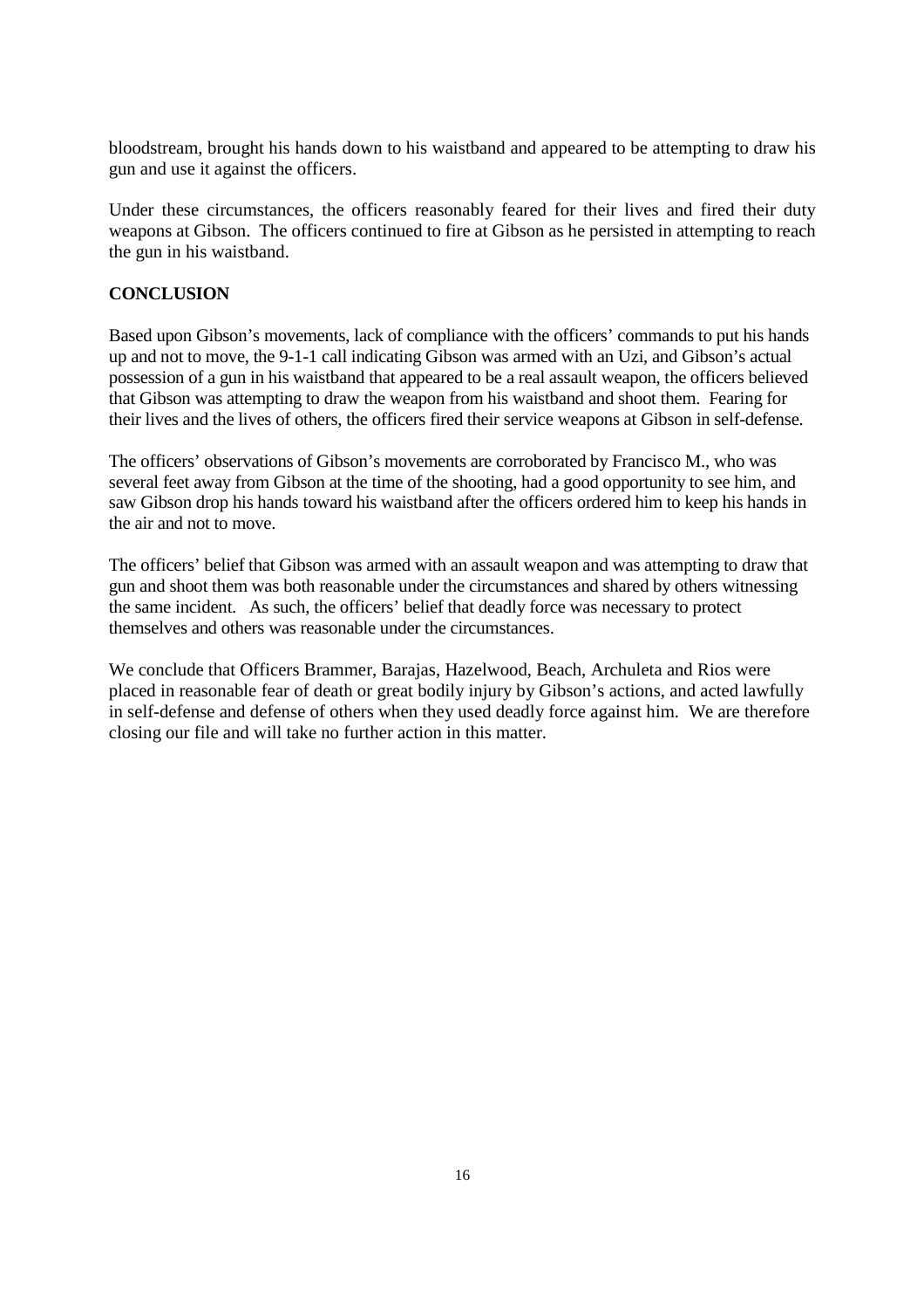bloodstream, brought his hands down to his waistband and appeared to be attempting to draw his gun and use it against the officers.

Under these circumstances, the officers reasonably feared for their lives and fired their duty weapons at Gibson. The officers continued to fire at Gibson as he persisted in attempting to reach the gun in his waistband.

**CONCLUSION**

Based upon Gibson's movements, lack of compliance with the officers' commands to put his hands up and not to move, the 9-1-1 call indicating Gibson was armed with an Uzi, and Gibson's actual possession of a gun in his waistband that appeared to be a real assault weapon, the officers believed that Gibson was attempting to draw the weapon from his waistband and shoot them. Fearing for their lives and the lives of others, the officers fired their service weapons at Gibson in self-defense.

The officers' observations of Gibson's movements are corroborated by Francisco M., who was several feet away from Gibson at the time of the shooting, had a good opportunity to see him, and saw Gibson drop his hands toward his waistband after the officers ordered him to keep his hands in the air and not to move.

The officers' belief that Gibson was armed with an assault weapon and was attempting to draw that gun and shoot them was both reasonable under the circumstances and shared by others witnessing the same incident. As such, the officers' belief that deadly force was necessary to protect themselves and others was reasonable under the circumstances.

We conclude that Officers Brammer, Barajas, Hazelwood, Beach, Archuleta and Rios were placed in reasonable fear of death or great bodily injury by Gibson's actions, and acted lawfully in self-defense and defense of others when they used deadly force against him. We are therefore closing our file and will take no further action in this matter.